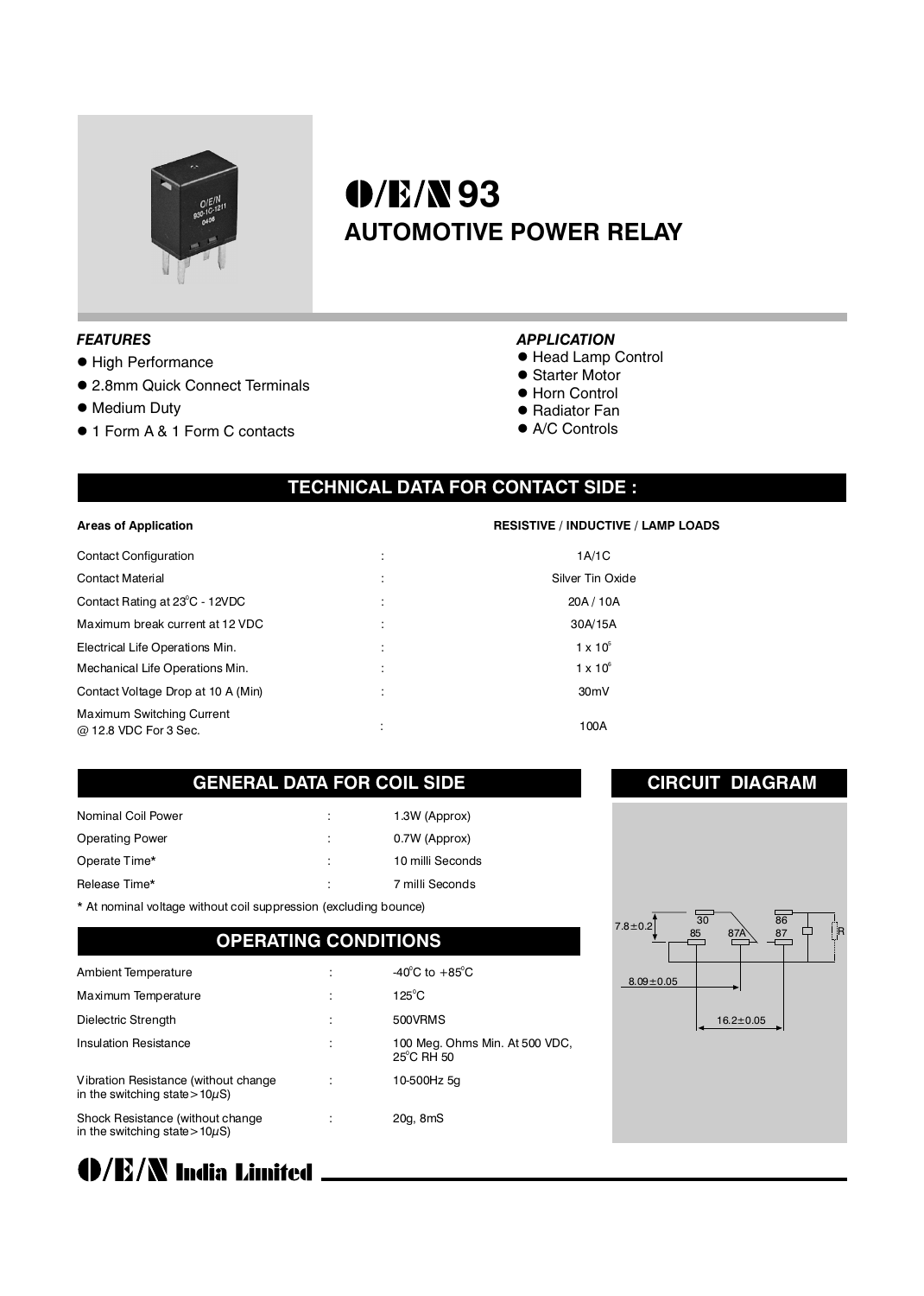# O/E/N 93

## AUTOMOTIVE POWER RELAY

### *FEATURES*

- High Performance
- 2.8mm Quick Connect Terminals
- Medium Duty
- 1 Form A & 1 Form C contacts

### *APPLICATION*

- Head Lamp Control
- Starter Motor
- Horn Control
- Radiator Fan
- A/C Controls

## TECHNICAL DATA FOR CONTACT SIDE :

| Areas of Application | | RESISTIVE / INDUCTIVE / LAMP LOADS |
|---|---|---|
| Contact Configuration | : | 1A/1C |
| Contact Material | : | Silver Tin Oxide |
| Contact Rating at 23°C - 12VDC | : | 20A / 10A |
| Maximum break current at 12 VDC | : | 30A/15A |
| Electrical Life Operations Min. | : | $1 \times 10^5$ |
| Mechanical Life Operations Min. | : | $1 \times 10^6$ |
| Contact Voltage Drop at 10 A (Min) | : | 30mV |
| Maximum Switching Current @ 12.8 VDC For 3 Sec. | : | 100A |

## GENERAL DATA FOR COIL SIDE

| | | |
|---|---|---|
| Nominal Coil Power | : | 1.3W (Approx) |
| Operating Power | : | 0.7W (Approx) |
| Operate Time* | : | 10 milli Seconds |
| Release Time* | : | 7 milli Seconds |

\* At nominal voltage without coil suppression (excluding bounce)

## OPERATING CONDITIONS

| | | |
|---|---|---|
| Ambient Temperature | : | -40°C to +85°C |
| Maximum Temperature | : | 125°C |
| Dielectric Strength | : | 500VRMS |
| Insulation Resistance | : | 100 Meg. Ohms Min. At 500 VDC, 25°C RH 50 |
| Vibration Resistance (without change in the switching state > 10μS) | : | 10-500Hz 5g |
| Shock Resistance (without change in the switching state > 10μS) | : | 20g, 8mS |

## CIRCUIT DIAGRAM

7.8±0.2 30 85 87A 86 87 R

8.09±0.05

16.2±0.05

O/E/N India Limited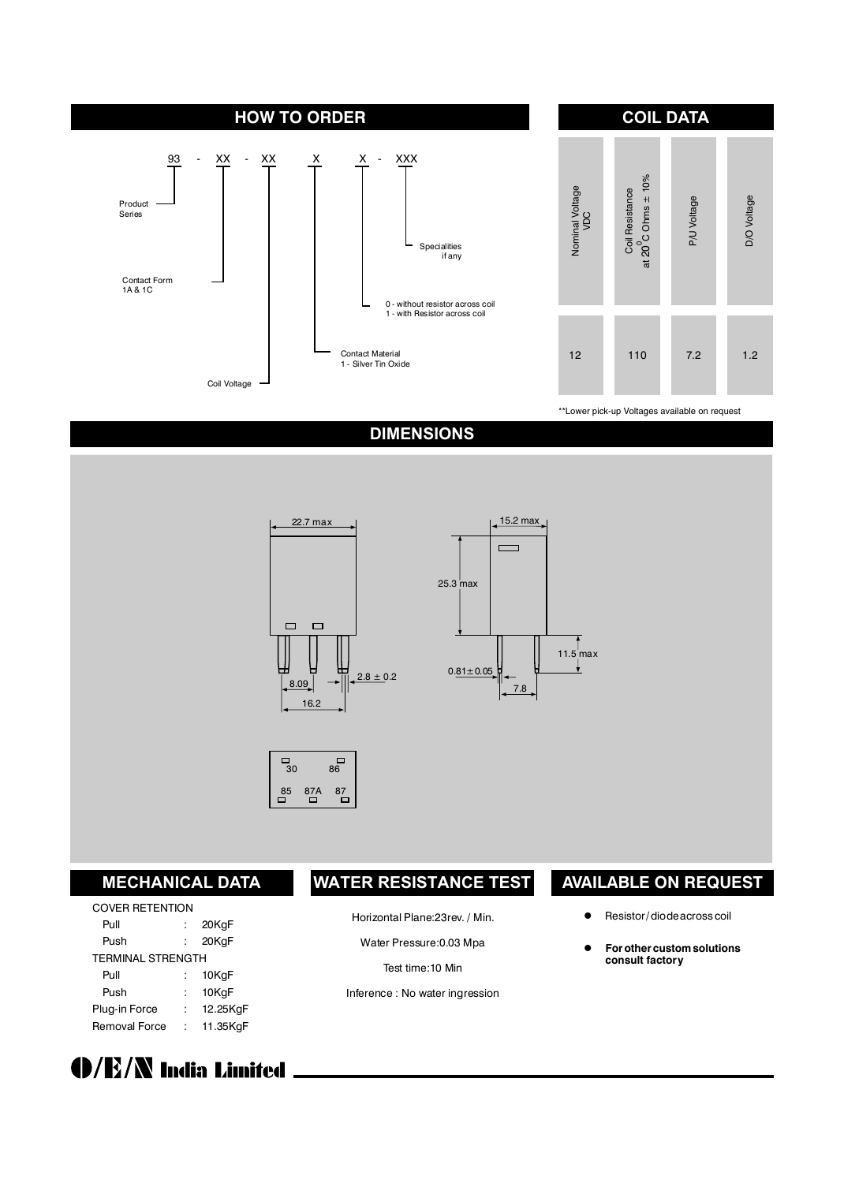## HOW TO ORDER

93 - XX - XX X X - XXX

- Product Series (93)
- Contact Form 1A & 1C (XX)
- Coil Voltage (XX)
- Contact Material: 1 - Silver Tin Oxide (X)
- 0 - without resistor across coil; 1 - with Resistor across coil (X)
- Specialities if any (XXX)

## COIL DATA

| Nominal Voltage VDC | Coil Resistance at 20°C Ohms ± 10% | P/U Voltage | D/O Voltage |
|---|---|---|---|
| 12 | 110 | 7.2 | 1.2 |

**Lower pick-up Voltages available on request

## DIMENSIONS

22.7 max
15.2 max
25.3 max
11.5 max
0.81 ± 0.05
2.8 ± 0.2
8.09
16.2
7.8

30 86
85 87A 87

## MECHANICAL DATA

COVER RETENTION

| | | |
|---|---|---|
| Pull | : | 20KgF |
| Push | : | 20KgF |

TERMINAL STRENGTH

| | | |
|---|---|---|
| Pull | : | 10KgF |
| Push | : | 10KgF |
| Plug-in Force | : | 12.25KgF |
| Removal Force | : | 11.35KgF |

## WATER RESISTANCE TEST

Horizontal Plane:23rev. / Min.

Water Pressure:0.03 Mpa

Test time:10 Min

Inference : No water ingression

## AVAILABLE ON REQUEST

- Resistor/diode across coil
- **For other custom solutions consult factory**

**O/E/N India Limited**